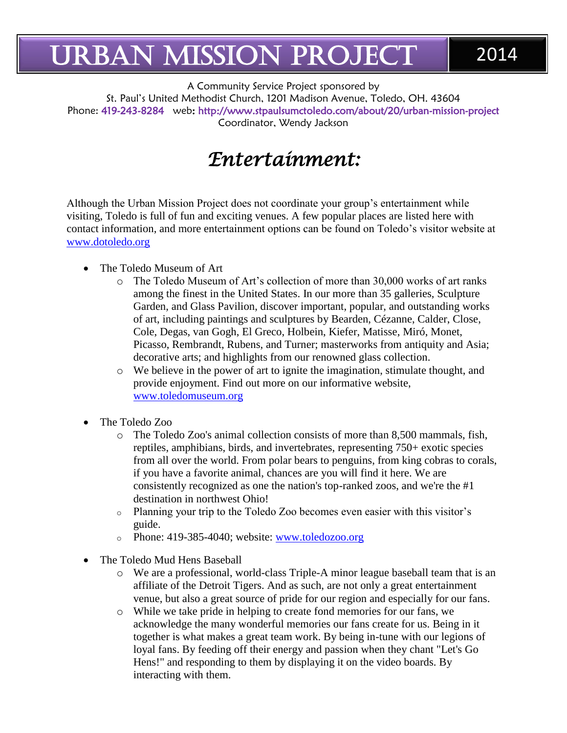# URBAN MISSION PROJECT 2014

A Community Service Project sponsored by
St. Paul's United Methodist Church, 1201 Madison Avenue, Toledo, OH. 43604
Phone: 419-243-8284 web: http://www.stpaulsumctoledo.com/about/20/urban-mission-project
Coordinator, Wendy Jackson

## *Entertainment:*

Although the Urban Mission Project does not coordinate your group's entertainment while visiting, Toledo is full of fun and exciting venues. A few popular places are listed here with contact information, and more entertainment options can be found on Toledo's visitor website at www.dotoledo.org

- The Toledo Museum of Art
  - The Toledo Museum of Art's collection of more than 30,000 works of art ranks among the finest in the United States. In our more than 35 galleries, Sculpture Garden, and Glass Pavilion, discover important, popular, and outstanding works of art, including paintings and sculptures by Bearden, Cézanne, Calder, Close, Cole, Degas, van Gogh, El Greco, Holbein, Kiefer, Matisse, Miró, Monet, Picasso, Rembrandt, Rubens, and Turner; masterworks from antiquity and Asia; decorative arts; and highlights from our renowned glass collection.
  - We believe in the power of art to ignite the imagination, stimulate thought, and provide enjoyment. Find out more on our informative website, www.toledomuseum.org

- The Toledo Zoo
  - The Toledo Zoo's animal collection consists of more than 8,500 mammals, fish, reptiles, amphibians, birds, and invertebrates, representing 750+ exotic species from all over the world. From polar bears to penguins, from king cobras to corals, if you have a favorite animal, chances are you will find it here. We are consistently recognized as one the nation's top-ranked zoos, and we're the #1 destination in northwest Ohio!
  - Planning your trip to the Toledo Zoo becomes even easier with this visitor's guide.
  - Phone: 419-385-4040; website: www.toledozoo.org

- The Toledo Mud Hens Baseball
  - We are a professional, world-class Triple-A minor league baseball team that is an affiliate of the Detroit Tigers. And as such, are not only a great entertainment venue, but also a great source of pride for our region and especially for our fans.
  - While we take pride in helping to create fond memories for our fans, we acknowledge the many wonderful memories our fans create for us. Being in it together is what makes a great team work. By being in-tune with our legions of loyal fans. By feeding off their energy and passion when they chant "Let's Go Hens!" and responding to them by displaying it on the video boards. By interacting with them.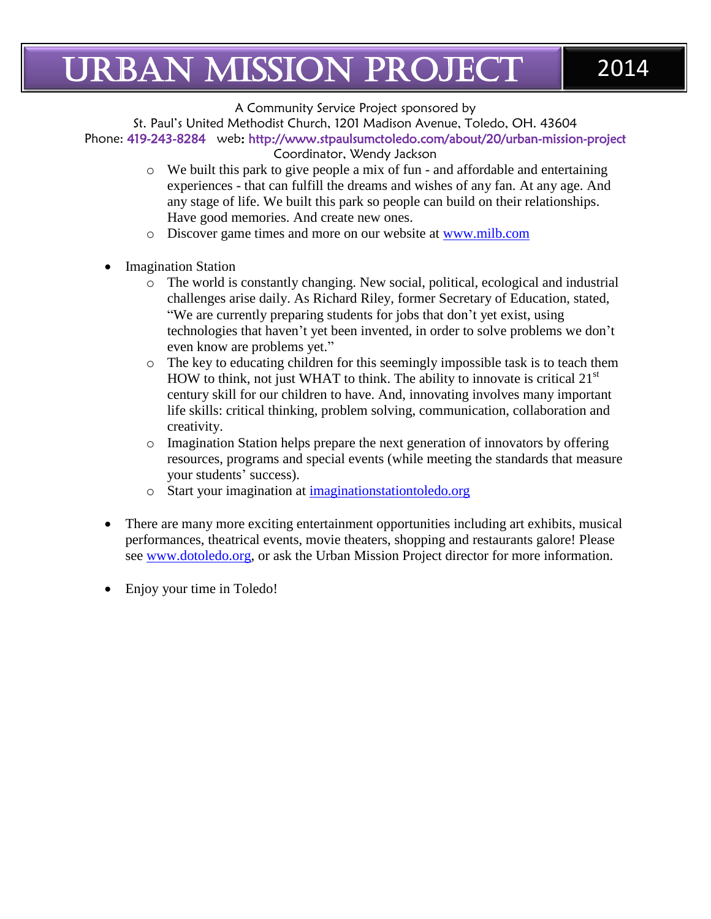# URBAN MISSION PROJECT 2014

A Community Service Project sponsored by
St. Paul's United Methodist Church, 1201 Madison Avenue, Toledo, OH. 43604
Phone: 419-243-8284 web: http://www.stpaulsumctoledo.com/about/20/urban-mission-project
Coordinator, Wendy Jackson

  - We built this park to give people a mix of fun - and affordable and entertaining experiences - that can fulfill the dreams and wishes of any fan. At any age. And any stage of life. We built this park so people can build on their relationships. Have good memories. And create new ones.
  - Discover game times and more on our website at [www.milb.com](www.milb.com)

- Imagination Station
  - The world is constantly changing. New social, political, ecological and industrial challenges arise daily. As Richard Riley, former Secretary of Education, stated, "We are currently preparing students for jobs that don't yet exist, using technologies that haven't yet been invented, in order to solve problems we don't even know are problems yet."
  - The key to educating children for this seemingly impossible task is to teach them HOW to think, not just WHAT to think. The ability to innovate is critical 21st century skill for our children to have. And, innovating involves many important life skills: critical thinking, problem solving, communication, collaboration and creativity.
  - Imagination Station helps prepare the next generation of innovators by offering resources, programs and special events (while meeting the standards that measure your students' success).
  - Start your imagination at [imaginationstationtoledo.org](imaginationstationtoledo.org)

- There are many more exciting entertainment opportunities including art exhibits, musical performances, theatrical events, movie theaters, shopping and restaurants galore! Please see [www.dotoledo.org](www.dotoledo.org), or ask the Urban Mission Project director for more information.

- Enjoy your time in Toledo!